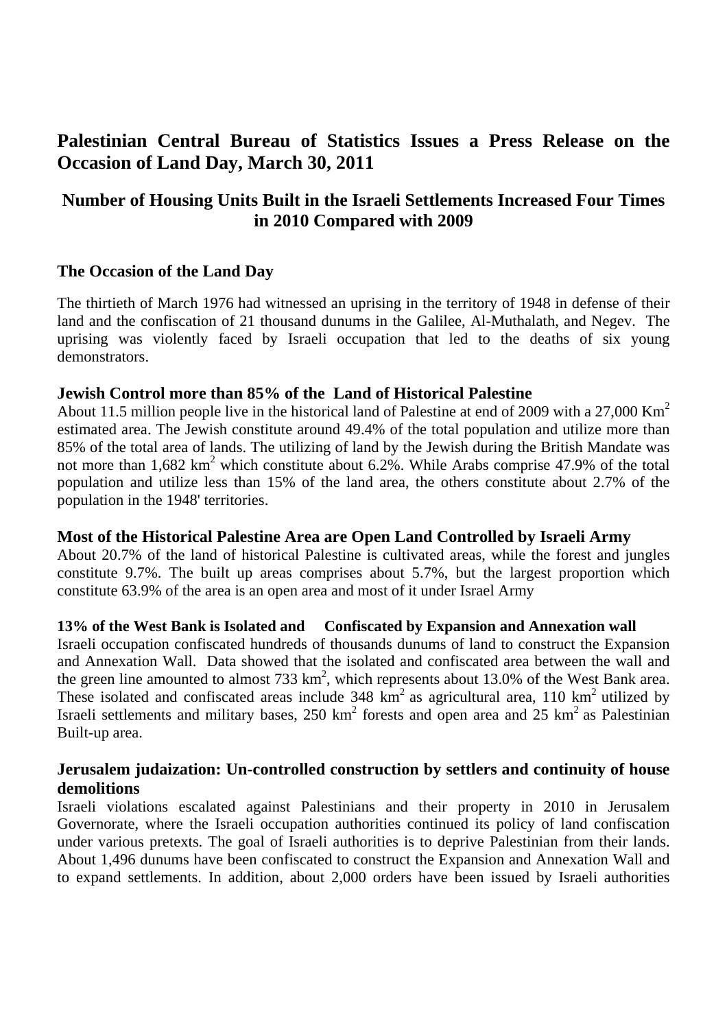# Palestinian Central Bureau of Statistics Issues a Press Release on the Occasion of Land Day, March 30, 2011

## Number of Housing Units Built in the Israeli Settlements Increased Four Times in 2010 Compared with 2009

### The Occasion of the Land Day

The thirtieth of March 1976 had witnessed an uprising in the territory of 1948 in defense of their land and the confiscation of 21 thousand dunums in the Galilee, Al-Muthalath, and Negev. The uprising was violently faced by Israeli occupation that led to the deaths of six young demonstrators.

### Jewish Control more than 85% of the Land of Historical Palestine

About 11.5 million people live in the historical land of Palestine at end of 2009 with a 27,000 $Km^2$ estimated area. The Jewish constitute around 49.4% of the total population and utilize more than 85% of the total area of lands. The utilizing of land by the Jewish during the British Mandate was not more than 1,682 $km^2$ which constitute about 6.2%. While Arabs comprise 47.9% of the total population and utilize less than 15% of the land area, the others constitute about 2.7% of the population in the 1948' territories.

### Most of the Historical Palestine Area are Open Land Controlled by Israeli Army

About 20.7% of the land of historical Palestine is cultivated areas, while the forest and jungles constitute 9.7%. The built up areas comprises about 5.7%, but the largest proportion which constitute 63.9% of the area is an open area and most of it under Israel Army

### 13% of the West Bank is Isolated and Confiscated by Expansion and Annexation wall

Israeli occupation confiscated hundreds of thousands dunums of land to construct the Expansion and Annexation Wall. Data showed that the isolated and confiscated area between the wall and the green line amounted to almost 733 $km^2$, which represents about 13.0% of the West Bank area. These isolated and confiscated areas include 348 $km^2$ as agricultural area, 110 $km^2$ utilized by Israeli settlements and military bases, 250 $km^2$ forests and open area and 25 $km^2$ as Palestinian Built-up area.

### Jerusalem judaization: Un-controlled construction by settlers and continuity of house demolitions

Israeli violations escalated against Palestinians and their property in 2010 in Jerusalem Governorate, where the Israeli occupation authorities continued its policy of land confiscation under various pretexts. The goal of Israeli authorities is to deprive Palestinian from their lands. About 1,496 dunums have been confiscated to construct the Expansion and Annexation Wall and to expand settlements. In addition, about 2,000 orders have been issued by Israeli authorities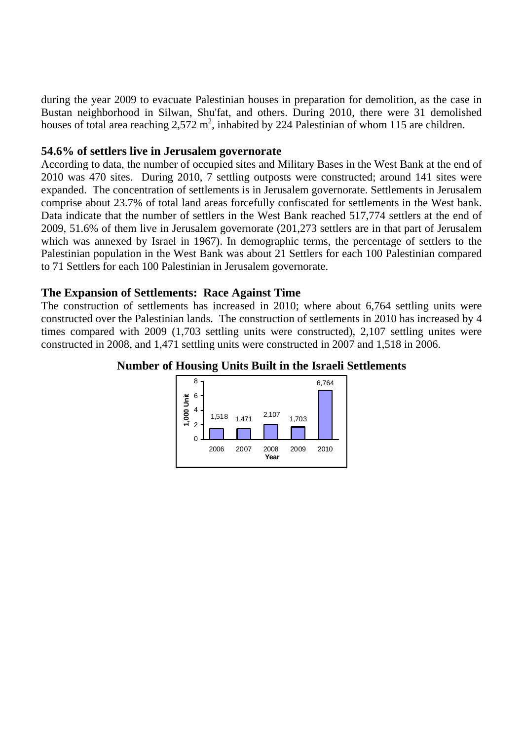during the year 2009 to evacuate Palestinian houses in preparation for demolition, as the case in Bustan neighborhood in Silwan, Shu'fat, and others. During 2010, there were 31 demolished houses of total area reaching 2,572 $m^2$, inhabited by 224 Palestinian of whom 115 are children.

### 54.6% of settlers live in Jerusalem governorate

According to data, the number of occupied sites and Military Bases in the West Bank at the end of 2010 was 470 sites. During 2010, 7 settling outposts were constructed; around 141 sites were expanded. The concentration of settlements is in Jerusalem governorate. Settlements in Jerusalem comprise about 23.7% of total land areas forcefully confiscated for settlements in the West bank. Data indicate that the number of settlers in the West Bank reached 517,774 settlers at the end of 2009, 51.6% of them live in Jerusalem governorate (201,273 settlers are in that part of Jerusalem which was annexed by Israel in 1967). In demographic terms, the percentage of settlers to the Palestinian population in the West Bank was about 21 Settlers for each 100 Palestinian compared to 71 Settlers for each 100 Palestinian in Jerusalem governorate.

### The Expansion of Settlements: Race Against Time

The construction of settlements has increased in 2010; where about 6,764 settling units were constructed over the Palestinian lands. The construction of settlements in 2010 has increased by 4 times compared with 2009 (1,703 settling units were constructed), 2,107 settling unites were constructed in 2008, and 1,471 settling units were constructed in 2007 and 1,518 in 2006.

**Number of Housing Units Built in the Israeli Settlements**

1,000 Unit

8
6
4
2
0

1,518
1,471
2,107
1,703
6,764

2006 2007 2008 2009 2010

Year